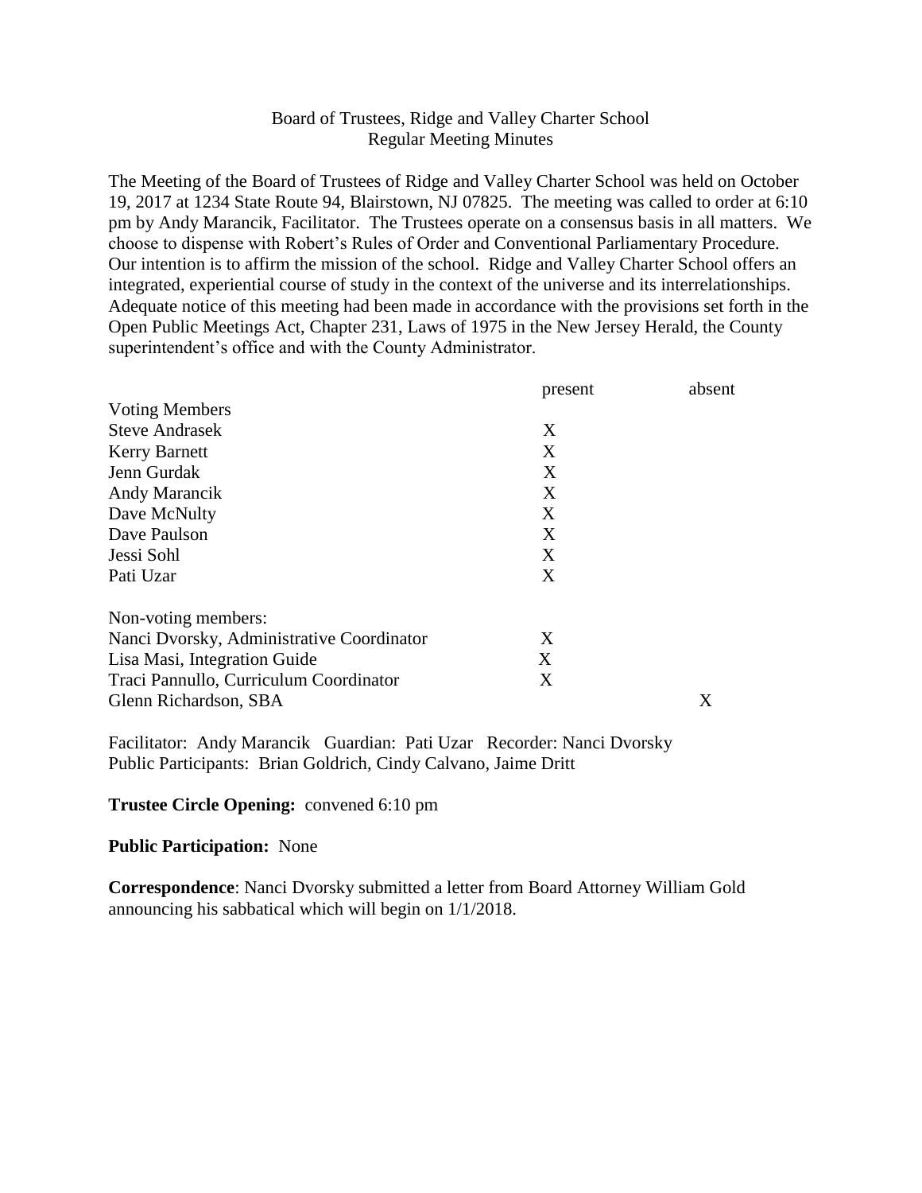Board of Trustees, Ridge and Valley Charter School
Regular Meeting Minutes

The Meeting of the Board of Trustees of Ridge and Valley Charter School was held on October 19, 2017 at 1234 State Route 94, Blairstown, NJ 07825. The meeting was called to order at 6:10 pm by Andy Marancik, Facilitator. The Trustees operate on a consensus basis in all matters. We choose to dispense with Robert's Rules of Order and Conventional Parliamentary Procedure. Our intention is to affirm the mission of the school. Ridge and Valley Charter School offers an integrated, experiential course of study in the context of the universe and its interrelationships. Adequate notice of this meeting had been made in accordance with the provisions set forth in the Open Public Meetings Act, Chapter 231, Laws of 1975 in the New Jersey Herald, the County superintendent's office and with the County Administrator.

| | present | absent |
|---|---|---|
| Voting Members | | |
| Steve Andrasek | X | |
| Kerry Barnett | X | |
| Jenn Gurdak | X | |
| Andy Marancik | X | |
| Dave McNulty | X | |
| Dave Paulson | X | |
| Jessi Sohl | X | |
| Pati Uzar | X | |
| Non-voting members: | | |
| Nanci Dvorsky, Administrative Coordinator | X | |
| Lisa Masi, Integration Guide | X | |
| Traci Pannullo, Curriculum Coordinator | X | |
| Glenn Richardson, SBA | | X |

Facilitator: Andy Marancik Guardian: Pati Uzar Recorder: Nanci Dvorsky
Public Participants: Brian Goldrich, Cindy Calvano, Jaime Dritt

**Trustee Circle Opening:** convened 6:10 pm

**Public Participation:** None

**Correspondence**: Nanci Dvorsky submitted a letter from Board Attorney William Gold announcing his sabbatical which will begin on 1/1/2018.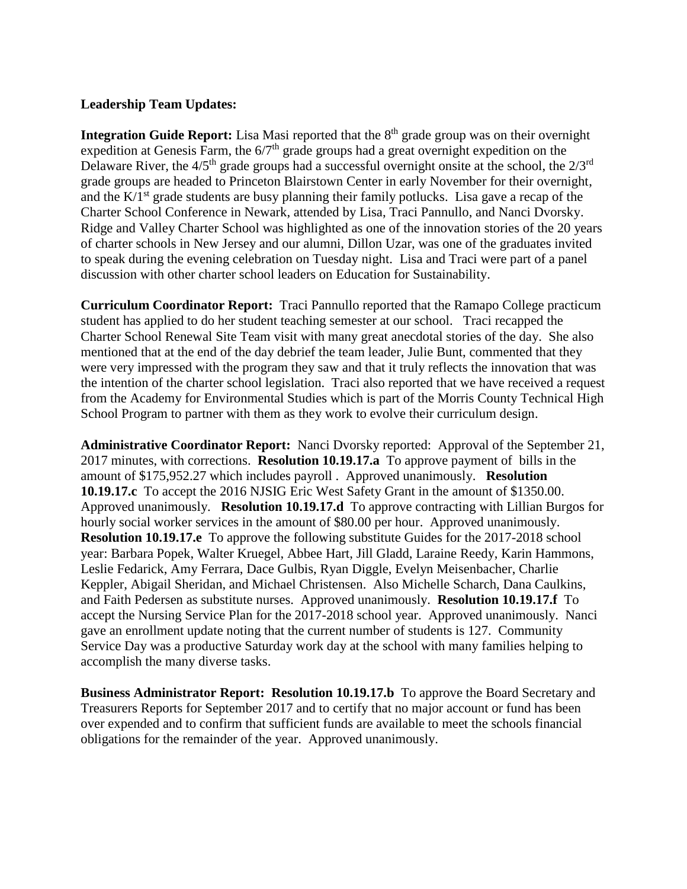**Leadership Team Updates:**

**Integration Guide Report:** Lisa Masi reported that the 8th grade group was on their overnight expedition at Genesis Farm, the 6/7th grade groups had a great overnight expedition on the Delaware River, the 4/5th grade groups had a successful overnight onsite at the school, the 2/3rd grade groups are headed to Princeton Blairstown Center in early November for their overnight, and the K/1st grade students are busy planning their family potlucks. Lisa gave a recap of the Charter School Conference in Newark, attended by Lisa, Traci Pannullo, and Nanci Dvorsky. Ridge and Valley Charter School was highlighted as one of the innovation stories of the 20 years of charter schools in New Jersey and our alumni, Dillon Uzar, was one of the graduates invited to speak during the evening celebration on Tuesday night. Lisa and Traci were part of a panel discussion with other charter school leaders on Education for Sustainability.

**Curriculum Coordinator Report:** Traci Pannullo reported that the Ramapo College practicum student has applied to do her student teaching semester at our school. Traci recapped the Charter School Renewal Site Team visit with many great anecdotal stories of the day. She also mentioned that at the end of the day debrief the team leader, Julie Bunt, commented that they were very impressed with the program they saw and that it truly reflects the innovation that was the intention of the charter school legislation. Traci also reported that we have received a request from the Academy for Environmental Studies which is part of the Morris County Technical High School Program to partner with them as they work to evolve their curriculum design.

**Administrative Coordinator Report:** Nanci Dvorsky reported: Approval of the September 21, 2017 minutes, with corrections. **Resolution 10.19.17.a** To approve payment of bills in the amount of $175,952.27 which includes payroll . Approved unanimously. **Resolution 10.19.17.c** To accept the 2016 NJSIG Eric West Safety Grant in the amount of $1350.00. Approved unanimously. **Resolution 10.19.17.d** To approve contracting with Lillian Burgos for hourly social worker services in the amount of $80.00 per hour. Approved unanimously. **Resolution 10.19.17.e** To approve the following substitute Guides for the 2017-2018 school year: Barbara Popek, Walter Kruegel, Abbee Hart, Jill Gladd, Laraine Reedy, Karin Hammons, Leslie Fedarick, Amy Ferrara, Dace Gulbis, Ryan Diggle, Evelyn Meisenbacher, Charlie Keppler, Abigail Sheridan, and Michael Christensen. Also Michelle Scharch, Dana Caulkins, and Faith Pedersen as substitute nurses. Approved unanimously. **Resolution 10.19.17.f** To accept the Nursing Service Plan for the 2017-2018 school year. Approved unanimously. Nanci gave an enrollment update noting that the current number of students is 127. Community Service Day was a productive Saturday work day at the school with many families helping to accomplish the many diverse tasks.

**Business Administrator Report: Resolution 10.19.17.b** To approve the Board Secretary and Treasurers Reports for September 2017 and to certify that no major account or fund has been over expended and to confirm that sufficient funds are available to meet the schools financial obligations for the remainder of the year. Approved unanimously.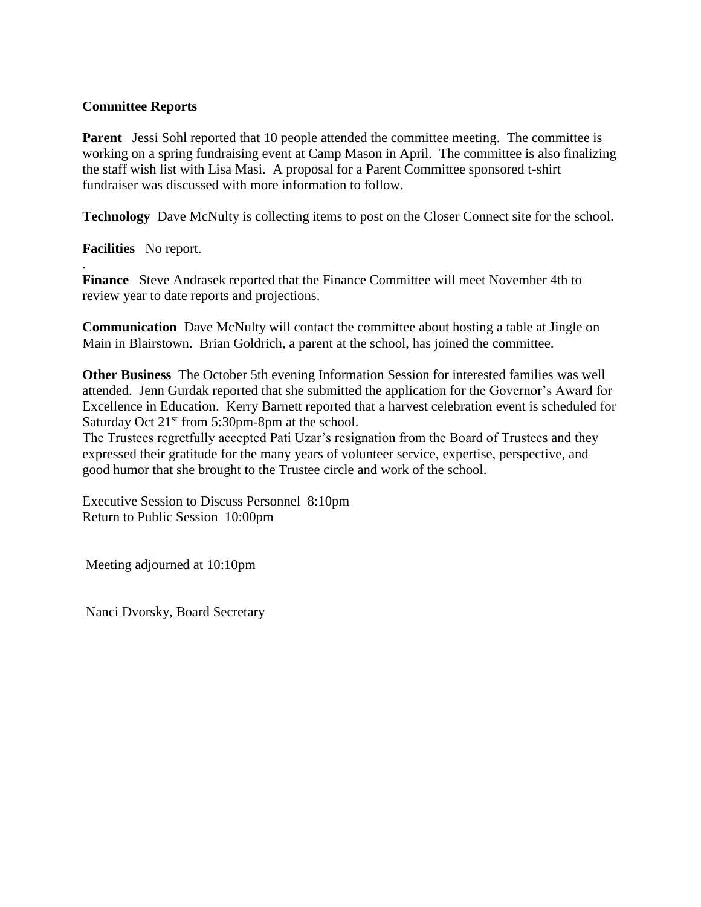**Committee Reports**

**Parent** Jessi Sohl reported that 10 people attended the committee meeting. The committee is working on a spring fundraising event at Camp Mason in April. The committee is also finalizing the staff wish list with Lisa Masi. A proposal for a Parent Committee sponsored t-shirt fundraiser was discussed with more information to follow.

**Technology** Dave McNulty is collecting items to post on the Closer Connect site for the school.

**Facilities** No report.

.

**Finance** Steve Andrasek reported that the Finance Committee will meet November 4th to review year to date reports and projections.

**Communication** Dave McNulty will contact the committee about hosting a table at Jingle on Main in Blairstown. Brian Goldrich, a parent at the school, has joined the committee.

**Other Business** The October 5th evening Information Session for interested families was well attended. Jenn Gurdak reported that she submitted the application for the Governor's Award for Excellence in Education. Kerry Barnett reported that a harvest celebration event is scheduled for Saturday Oct 21st from 5:30pm-8pm at the school.

The Trustees regretfully accepted Pati Uzar's resignation from the Board of Trustees and they expressed their gratitude for the many years of volunteer service, expertise, perspective, and good humor that she brought to the Trustee circle and work of the school.

Executive Session to Discuss Personnel 8:10pm
Return to Public Session 10:00pm

Meeting adjourned at 10:10pm

Nanci Dvorsky, Board Secretary